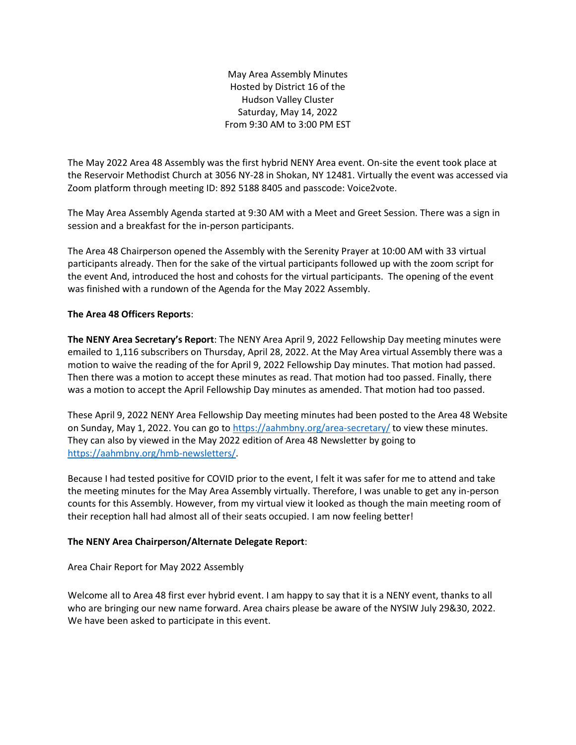May Area Assembly Minutes
Hosted by District 16 of the
Hudson Valley Cluster
Saturday, May 14, 2022
From 9:30 AM to 3:00 PM EST

The May 2022 Area 48 Assembly was the first hybrid NENY Area event. On-site the event took place at the Reservoir Methodist Church at 3056 NY-28 in Shokan, NY 12481. Virtually the event was accessed via Zoom platform through meeting ID: 892 5188 8405 and passcode: Voice2vote.

The May Area Assembly Agenda started at 9:30 AM with a Meet and Greet Session. There was a sign in session and a breakfast for the in-person participants.

The Area 48 Chairperson opened the Assembly with the Serenity Prayer at 10:00 AM with 33 virtual participants already. Then for the sake of the virtual participants followed up with the zoom script for the event And, introduced the host and cohosts for the virtual participants. The opening of the event was finished with a rundown of the Agenda for the May 2022 Assembly.

**The Area 48 Officers Reports**:

**The NENY Area Secretary's Report**: The NENY Area April 9, 2022 Fellowship Day meeting minutes were emailed to 1,116 subscribers on Thursday, April 28, 2022. At the May Area virtual Assembly there was a motion to waive the reading of the for April 9, 2022 Fellowship Day minutes. That motion had passed. Then there was a motion to accept these minutes as read. That motion had too passed. Finally, there was a motion to accept the April Fellowship Day minutes as amended. That motion had too passed.

These April 9, 2022 NENY Area Fellowship Day meeting minutes had been posted to the Area 48 Website on Sunday, May 1, 2022. You can go to https://aahmbny.org/area-secretary/ to view these minutes. They can also by viewed in the May 2022 edition of Area 48 Newsletter by going to https://aahmbny.org/hmb-newsletters/.

Because I had tested positive for COVID prior to the event, I felt it was safer for me to attend and take the meeting minutes for the May Area Assembly virtually. Therefore, I was unable to get any in-person counts for this Assembly. However, from my virtual view it looked as though the main meeting room of their reception hall had almost all of their seats occupied. I am now feeling better!

**The NENY Area Chairperson/Alternate Delegate Report**:

Area Chair Report for May 2022 Assembly

Welcome all to Area 48 first ever hybrid event. I am happy to say that it is a NENY event, thanks to all who are bringing our new name forward. Area chairs please be aware of the NYSIW July 29&30, 2022. We have been asked to participate in this event.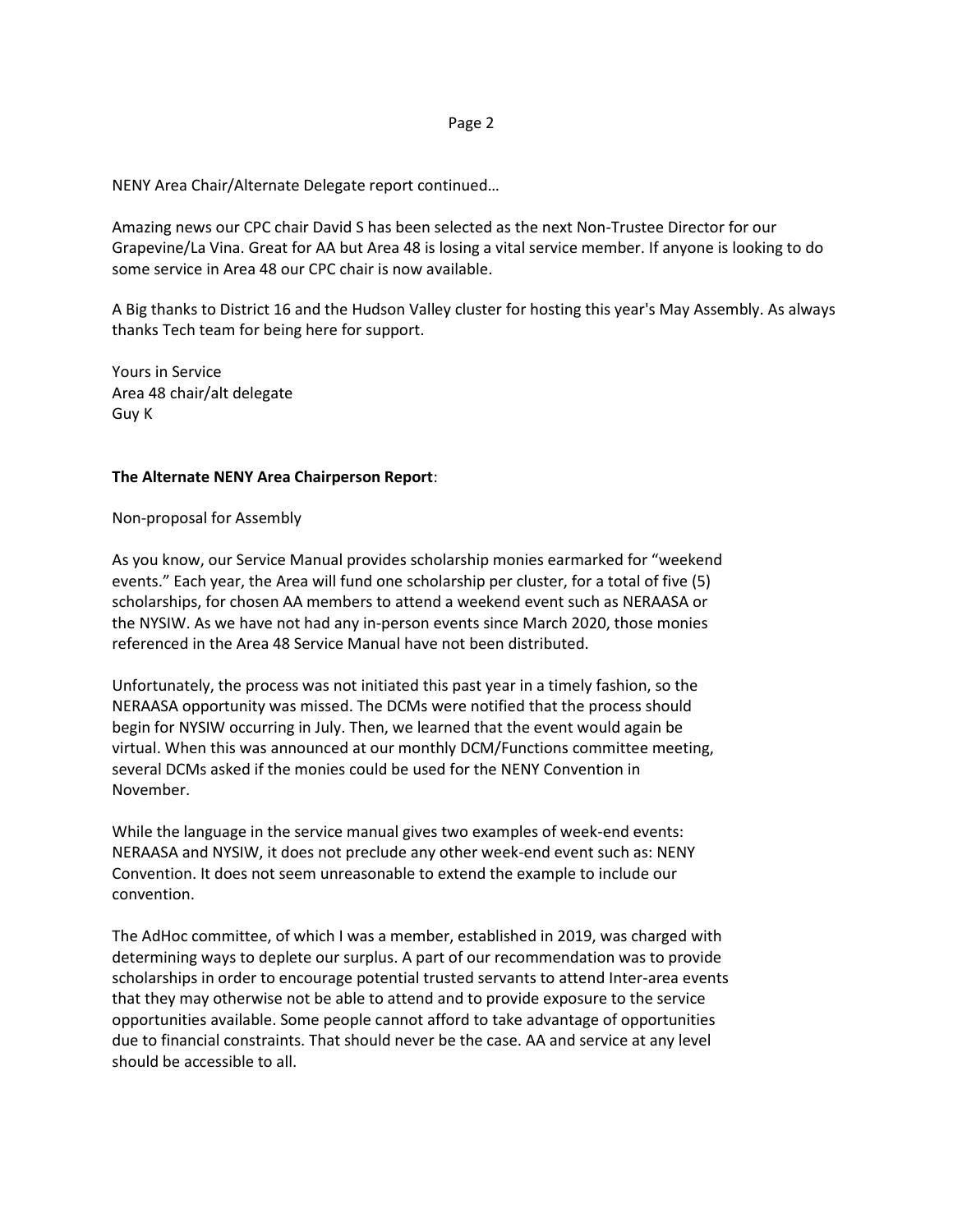NENY Area Chair/Alternate Delegate report continued…

Amazing news our CPC chair David S has been selected as the next Non-Trustee Director for our Grapevine/La Vina. Great for AA but Area 48 is losing a vital service member. If anyone is looking to do some service in Area 48 our CPC chair is now available.

A Big thanks to District 16 and the Hudson Valley cluster for hosting this year's May Assembly. As always thanks Tech team for being here for support.

Yours in Service  
Area 48 chair/alt delegate  
Guy K

**The Alternate NENY Area Chairperson Report**:

Non-proposal for Assembly

As you know, our Service Manual provides scholarship monies earmarked for "weekend events." Each year, the Area will fund one scholarship per cluster, for a total of five (5) scholarships, for chosen AA members to attend a weekend event such as NERAASA or the NYSIW. As we have not had any in-person events since March 2020, those monies referenced in the Area 48 Service Manual have not been distributed.

Unfortunately, the process was not initiated this past year in a timely fashion, so the NERAASA opportunity was missed. The DCMs were notified that the process should begin for NYSIW occurring in July. Then, we learned that the event would again be virtual. When this was announced at our monthly DCM/Functions committee meeting, several DCMs asked if the monies could be used for the NENY Convention in November.

While the language in the service manual gives two examples of week-end events: NERAASA and NYSIW, it does not preclude any other week-end event such as: NENY Convention. It does not seem unreasonable to extend the example to include our convention.

The AdHoc committee, of which I was a member, established in 2019, was charged with determining ways to deplete our surplus. A part of our recommendation was to provide scholarships in order to encourage potential trusted servants to attend Inter-area events that they may otherwise not be able to attend and to provide exposure to the service opportunities available. Some people cannot afford to take advantage of opportunities due to financial constraints. That should never be the case. AA and service at any level should be accessible to all.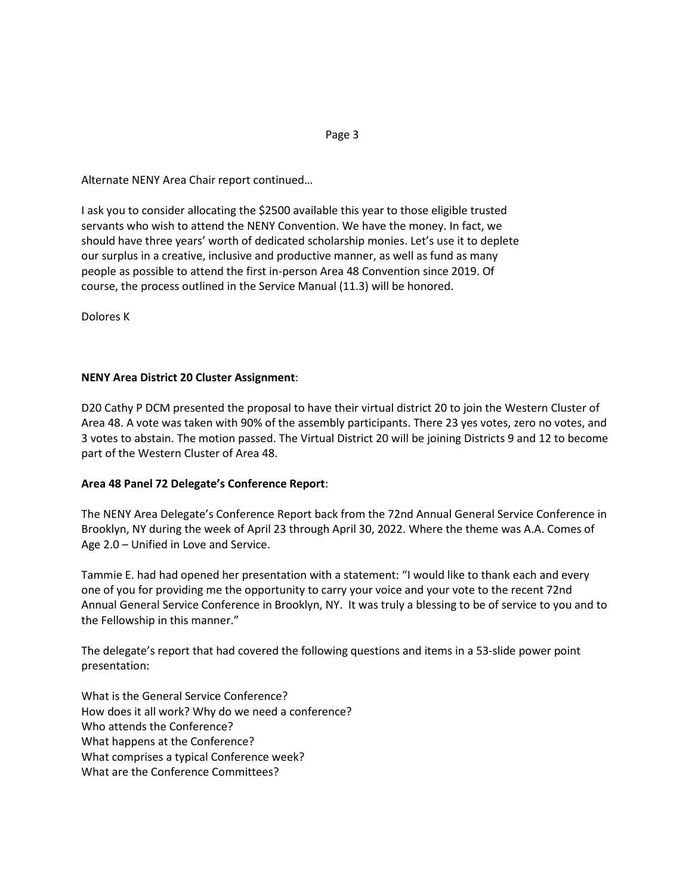Alternate NENY Area Chair report continued…

I ask you to consider allocating the $2500 available this year to those eligible trusted servants who wish to attend the NENY Convention. We have the money. In fact, we should have three years' worth of dedicated scholarship monies. Let's use it to deplete our surplus in a creative, inclusive and productive manner, as well as fund as many people as possible to attend the first in-person Area 48 Convention since 2019. Of course, the process outlined in the Service Manual (11.3) will be honored.

Dolores K

**NENY Area District 20 Cluster Assignment**:

D20 Cathy P DCM presented the proposal to have their virtual district 20 to join the Western Cluster of Area 48. A vote was taken with 90% of the assembly participants. There 23 yes votes, zero no votes, and 3 votes to abstain. The motion passed. The Virtual District 20 will be joining Districts 9 and 12 to become part of the Western Cluster of Area 48.

**Area 48 Panel 72 Delegate's Conference Report**:

The NENY Area Delegate's Conference Report back from the 72nd Annual General Service Conference in Brooklyn, NY during the week of April 23 through April 30, 2022. Where the theme was A.A. Comes of Age 2.0 – Unified in Love and Service.

Tammie E. had had opened her presentation with a statement: "I would like to thank each and every one of you for providing me the opportunity to carry your voice and your vote to the recent 72nd Annual General Service Conference in Brooklyn, NY. It was truly a blessing to be of service to you and to the Fellowship in this manner."

The delegate's report that had covered the following questions and items in a 53-slide power point presentation:

What is the General Service Conference?  
How does it all work? Why do we need a conference?  
Who attends the Conference?  
What happens at the Conference?  
What comprises a typical Conference week?  
What are the Conference Committees?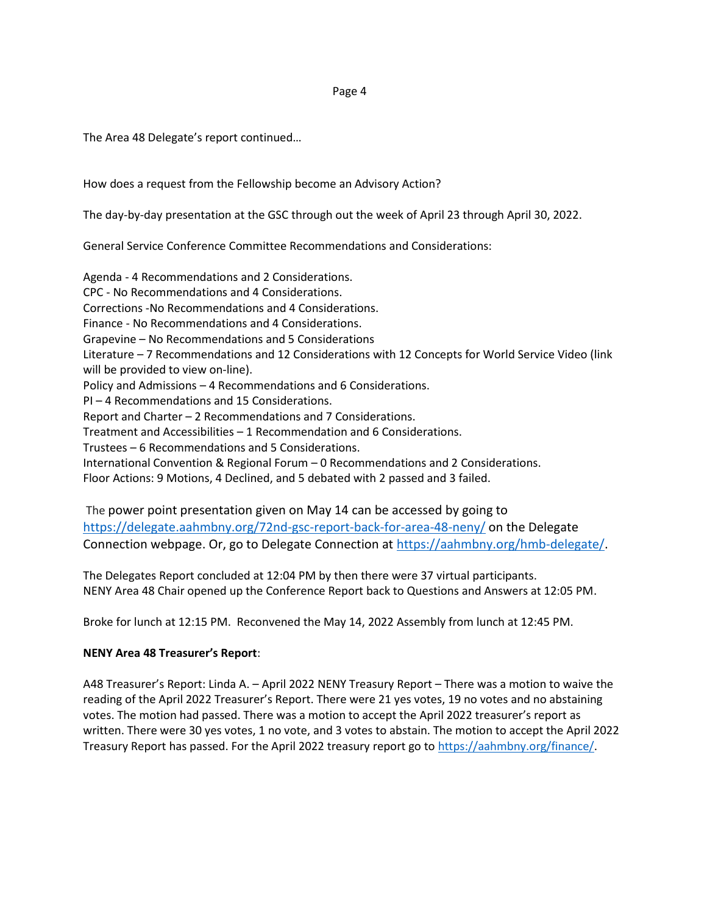The Area 48 Delegate's report continued…

How does a request from the Fellowship become an Advisory Action?

The day-by-day presentation at the GSC through out the week of April 23 through April 30, 2022.

General Service Conference Committee Recommendations and Considerations:

Agenda - 4 Recommendations and 2 Considerations.
CPC - No Recommendations and 4 Considerations.
Corrections -No Recommendations and 4 Considerations.
Finance - No Recommendations and 4 Considerations.
Grapevine – No Recommendations and 5 Considerations
Literature – 7 Recommendations and 12 Considerations with 12 Concepts for World Service Video (link will be provided to view on-line).
Policy and Admissions – 4 Recommendations and 6 Considerations.
PI – 4 Recommendations and 15 Considerations.
Report and Charter – 2 Recommendations and 7 Considerations.
Treatment and Accessibilities – 1 Recommendation and 6 Considerations.
Trustees – 6 Recommendations and 5 Considerations.
International Convention & Regional Forum – 0 Recommendations and 2 Considerations.
Floor Actions: 9 Motions, 4 Declined, and 5 debated with 2 passed and 3 failed.

The power point presentation given on May 14 can be accessed by going to https://delegate.aahmbny.org/72nd-gsc-report-back-for-area-48-neny/ on the Delegate Connection webpage. Or, go to Delegate Connection at https://aahmbny.org/hmb-delegate/.

The Delegates Report concluded at 12:04 PM by then there were 37 virtual participants.
NENY Area 48 Chair opened up the Conference Report back to Questions and Answers at 12:05 PM.

Broke for lunch at 12:15 PM. Reconvened the May 14, 2022 Assembly from lunch at 12:45 PM.

**NENY Area 48 Treasurer's Report**:

A48 Treasurer's Report: Linda A. – April 2022 NENY Treasury Report – There was a motion to waive the reading of the April 2022 Treasurer's Report. There were 21 yes votes, 19 no votes and no abstaining votes. The motion had passed. There was a motion to accept the April 2022 treasurer's report as written. There were 30 yes votes, 1 no vote, and 3 votes to abstain. The motion to accept the April 2022 Treasury Report has passed. For the April 2022 treasury report go to https://aahmbny.org/finance/.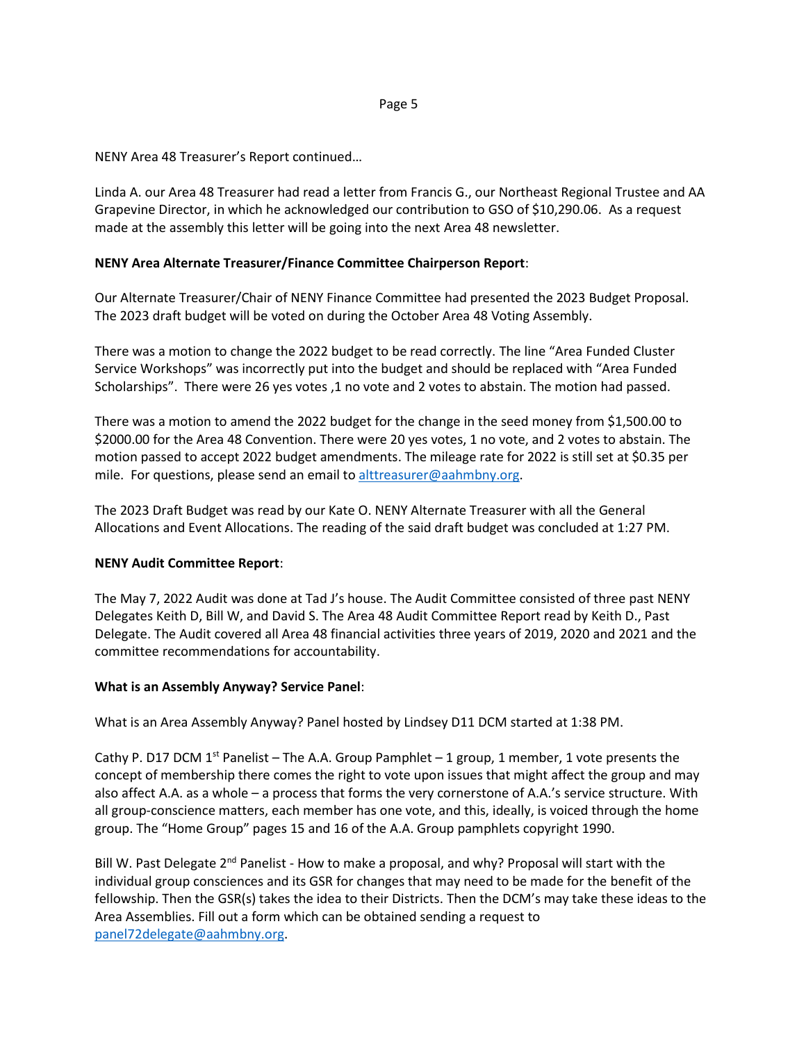NENY Area 48 Treasurer's Report continued…

Linda A. our Area 48 Treasurer had read a letter from Francis G., our Northeast Regional Trustee and AA Grapevine Director, in which he acknowledged our contribution to GSO of $10,290.06. As a request made at the assembly this letter will be going into the next Area 48 newsletter.

**NENY Area Alternate Treasurer/Finance Committee Chairperson Report**:

Our Alternate Treasurer/Chair of NENY Finance Committee had presented the 2023 Budget Proposal. The 2023 draft budget will be voted on during the October Area 48 Voting Assembly.

There was a motion to change the 2022 budget to be read correctly. The line "Area Funded Cluster Service Workshops" was incorrectly put into the budget and should be replaced with "Area Funded Scholarships". There were 26 yes votes ,1 no vote and 2 votes to abstain. The motion had passed.

There was a motion to amend the 2022 budget for the change in the seed money from $1,500.00 to $2000.00 for the Area 48 Convention. There were 20 yes votes, 1 no vote, and 2 votes to abstain. The motion passed to accept 2022 budget amendments. The mileage rate for 2022 is still set at $0.35 per mile. For questions, please send an email to alttreasurer@aahmbny.org.

The 2023 Draft Budget was read by our Kate O. NENY Alternate Treasurer with all the General Allocations and Event Allocations. The reading of the said draft budget was concluded at 1:27 PM.

**NENY Audit Committee Report**:

The May 7, 2022 Audit was done at Tad J's house. The Audit Committee consisted of three past NENY Delegates Keith D, Bill W, and David S. The Area 48 Audit Committee Report read by Keith D., Past Delegate. The Audit covered all Area 48 financial activities three years of 2019, 2020 and 2021 and the committee recommendations for accountability.

**What is an Assembly Anyway? Service Panel**:

What is an Area Assembly Anyway? Panel hosted by Lindsey D11 DCM started at 1:38 PM.

Cathy P. D17 DCM 1st Panelist – The A.A. Group Pamphlet – 1 group, 1 member, 1 vote presents the concept of membership there comes the right to vote upon issues that might affect the group and may also affect A.A. as a whole – a process that forms the very cornerstone of A.A.'s service structure. With all group-conscience matters, each member has one vote, and this, ideally, is voiced through the home group. The "Home Group" pages 15 and 16 of the A.A. Group pamphlets copyright 1990.

Bill W. Past Delegate 2nd Panelist - How to make a proposal, and why? Proposal will start with the individual group consciences and its GSR for changes that may need to be made for the benefit of the fellowship. Then the GSR(s) takes the idea to their Districts. Then the DCM's may take these ideas to the Area Assemblies. Fill out a form which can be obtained sending a request to panel72delegate@aahmbny.org.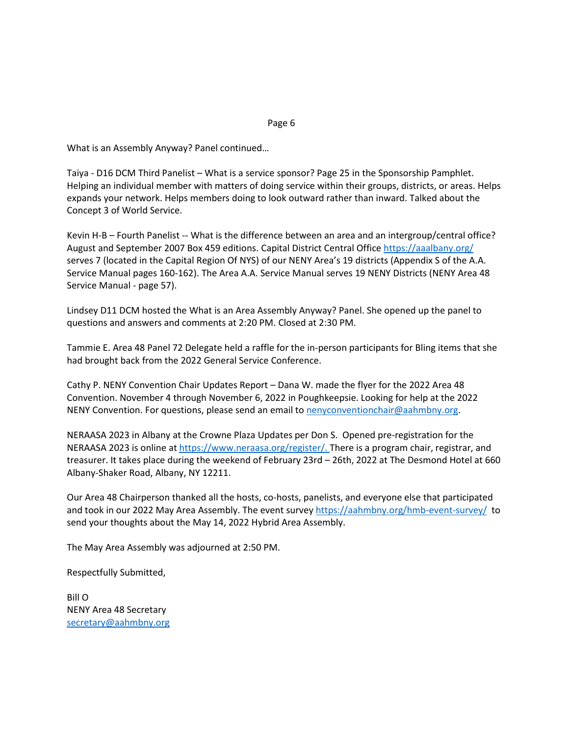What is an Assembly Anyway? Panel continued…

Taiya - D16 DCM Third Panelist – What is a service sponsor? Page 25 in the Sponsorship Pamphlet. Helping an individual member with matters of doing service within their groups, districts, or areas. Helps expands your network. Helps members doing to look outward rather than inward. Talked about the Concept 3 of World Service.

Kevin H-B – Fourth Panelist -- What is the difference between an area and an intergroup/central office? August and September 2007 Box 459 editions. Capital District Central Office https://aaalbany.org/ serves 7 (located in the Capital Region Of NYS) of our NENY Area's 19 districts (Appendix S of the A.A. Service Manual pages 160-162). The Area A.A. Service Manual serves 19 NENY Districts (NENY Area 48 Service Manual - page 57).

Lindsey D11 DCM hosted the What is an Area Assembly Anyway? Panel. She opened up the panel to questions and answers and comments at 2:20 PM. Closed at 2:30 PM.

Tammie E. Area 48 Panel 72 Delegate held a raffle for the in-person participants for Bling items that she had brought back from the 2022 General Service Conference.

Cathy P. NENY Convention Chair Updates Report – Dana W. made the flyer for the 2022 Area 48 Convention. November 4 through November 6, 2022 in Poughkeepsie. Looking for help at the 2022 NENY Convention. For questions, please send an email to nenyconventionchair@aahmbny.org.

NERAASA 2023 in Albany at the Crowne Plaza Updates per Don S. Opened pre-registration for the NERAASA 2023 is online at https://www.neraasa.org/register/. There is a program chair, registrar, and treasurer. It takes place during the weekend of February 23rd – 26th, 2022 at The Desmond Hotel at 660 Albany-Shaker Road, Albany, NY 12211.

Our Area 48 Chairperson thanked all the hosts, co-hosts, panelists, and everyone else that participated and took in our 2022 May Area Assembly. The event survey https://aahmbny.org/hmb-event-survey/ to send your thoughts about the May 14, 2022 Hybrid Area Assembly.

The May Area Assembly was adjourned at 2:50 PM.

Respectfully Submitted,

Bill O  
NENY Area 48 Secretary  
secretary@aahmbny.org